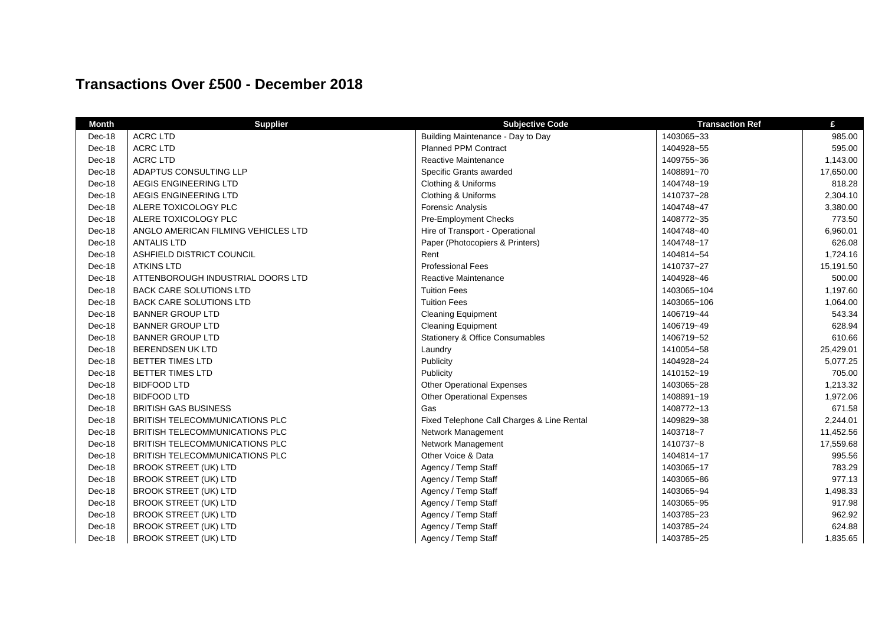## Transactions Over £500 - December 2018

| Month | Supplier | Subjective Code | Transaction Ref | £ |
|---|---|---|---|---|
| Dec-18 | ACRC LTD | Building Maintenance - Day to Day | 1403065~33 | 985.00 |
| Dec-18 | ACRC LTD | Planned PPM Contract | 1404928~55 | 595.00 |
| Dec-18 | ACRC LTD | Reactive Maintenance | 1409755~36 | 1,143.00 |
| Dec-18 | ADAPTUS CONSULTING LLP | Specific Grants awarded | 1408891~70 | 17,650.00 |
| Dec-18 | AEGIS ENGINEERING LTD | Clothing & Uniforms | 1404748~19 | 818.28 |
| Dec-18 | AEGIS ENGINEERING LTD | Clothing & Uniforms | 1410737~28 | 2,304.10 |
| Dec-18 | ALERE TOXICOLOGY PLC | Forensic Analysis | 1404748~47 | 3,380.00 |
| Dec-18 | ALERE TOXICOLOGY PLC | Pre-Employment Checks | 1408772~35 | 773.50 |
| Dec-18 | ANGLO AMERICAN FILMING VEHICLES LTD | Hire of Transport - Operational | 1404748~40 | 6,960.01 |
| Dec-18 | ANTALIS LTD | Paper (Photocopiers & Printers) | 1404748~17 | 626.08 |
| Dec-18 | ASHFIELD DISTRICT COUNCIL | Rent | 1404814~54 | 1,724.16 |
| Dec-18 | ATKINS LTD | Professional Fees | 1410737~27 | 15,191.50 |
| Dec-18 | ATTENBOROUGH INDUSTRIAL DOORS LTD | Reactive Maintenance | 1404928~46 | 500.00 |
| Dec-18 | BACK CARE SOLUTIONS LTD | Tuition Fees | 1403065~104 | 1,197.60 |
| Dec-18 | BACK CARE SOLUTIONS LTD | Tuition Fees | 1403065~106 | 1,064.00 |
| Dec-18 | BANNER GROUP LTD | Cleaning Equipment | 1406719~44 | 543.34 |
| Dec-18 | BANNER GROUP LTD | Cleaning Equipment | 1406719~49 | 628.94 |
| Dec-18 | BANNER GROUP LTD | Stationery & Office Consumables | 1406719~52 | 610.66 |
| Dec-18 | BERENDSEN UK LTD | Laundry | 1410054~58 | 25,429.01 |
| Dec-18 | BETTER TIMES LTD | Publicity | 1404928~24 | 5,077.25 |
| Dec-18 | BETTER TIMES LTD | Publicity | 1410152~19 | 705.00 |
| Dec-18 | BIDFOOD LTD | Other Operational Expenses | 1403065~28 | 1,213.32 |
| Dec-18 | BIDFOOD LTD | Other Operational Expenses | 1408891~19 | 1,972.06 |
| Dec-18 | BRITISH GAS BUSINESS | Gas | 1408772~13 | 671.58 |
| Dec-18 | BRITISH TELECOMMUNICATIONS PLC | Fixed Telephone Call Charges & Line Rental | 1409829~38 | 2,244.01 |
| Dec-18 | BRITISH TELECOMMUNICATIONS PLC | Network Management | 1403718~7 | 11,452.56 |
| Dec-18 | BRITISH TELECOMMUNICATIONS PLC | Network Management | 1410737~8 | 17,559.68 |
| Dec-18 | BRITISH TELECOMMUNICATIONS PLC | Other Voice & Data | 1404814~17 | 995.56 |
| Dec-18 | BROOK STREET (UK) LTD | Agency / Temp Staff | 1403065~17 | 783.29 |
| Dec-18 | BROOK STREET (UK) LTD | Agency / Temp Staff | 1403065~86 | 977.13 |
| Dec-18 | BROOK STREET (UK) LTD | Agency / Temp Staff | 1403065~94 | 1,498.33 |
| Dec-18 | BROOK STREET (UK) LTD | Agency / Temp Staff | 1403065~95 | 917.98 |
| Dec-18 | BROOK STREET (UK) LTD | Agency / Temp Staff | 1403785~23 | 962.92 |
| Dec-18 | BROOK STREET (UK) LTD | Agency / Temp Staff | 1403785~24 | 624.88 |
| Dec-18 | BROOK STREET (UK) LTD | Agency / Temp Staff | 1403785~25 | 1,835.65 |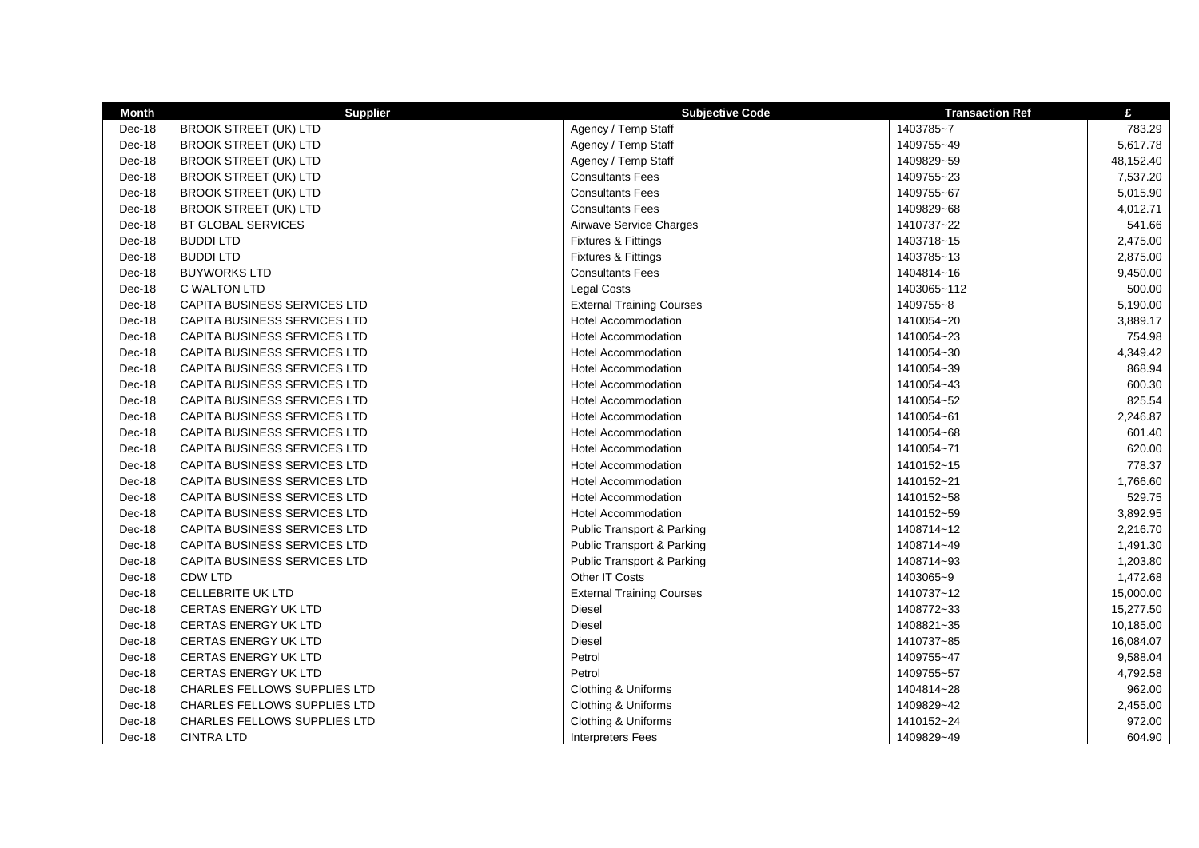| Month | Supplier | Subjective Code | Transaction Ref | £ |
|---|---|---|---|---|
| Dec-18 | BROOK STREET (UK) LTD | Agency / Temp Staff | 1403785~7 | 783.29 |
| Dec-18 | BROOK STREET (UK) LTD | Agency / Temp Staff | 1409755~49 | 5,617.78 |
| Dec-18 | BROOK STREET (UK) LTD | Agency / Temp Staff | 1409829~59 | 48,152.40 |
| Dec-18 | BROOK STREET (UK) LTD | Consultants Fees | 1409755~23 | 7,537.20 |
| Dec-18 | BROOK STREET (UK) LTD | Consultants Fees | 1409755~67 | 5,015.90 |
| Dec-18 | BROOK STREET (UK) LTD | Consultants Fees | 1409829~68 | 4,012.71 |
| Dec-18 | BT GLOBAL SERVICES | Airwave Service Charges | 1410737~22 | 541.66 |
| Dec-18 | BUDDI LTD | Fixtures & Fittings | 1403718~15 | 2,475.00 |
| Dec-18 | BUDDI LTD | Fixtures & Fittings | 1403785~13 | 2,875.00 |
| Dec-18 | BUYWORKS LTD | Consultants Fees | 1404814~16 | 9,450.00 |
| Dec-18 | C WALTON LTD | Legal Costs | 1403065~112 | 500.00 |
| Dec-18 | CAPITA BUSINESS SERVICES LTD | External Training Courses | 1409755~8 | 5,190.00 |
| Dec-18 | CAPITA BUSINESS SERVICES LTD | Hotel Accommodation | 1410054~20 | 3,889.17 |
| Dec-18 | CAPITA BUSINESS SERVICES LTD | Hotel Accommodation | 1410054~23 | 754.98 |
| Dec-18 | CAPITA BUSINESS SERVICES LTD | Hotel Accommodation | 1410054~30 | 4,349.42 |
| Dec-18 | CAPITA BUSINESS SERVICES LTD | Hotel Accommodation | 1410054~39 | 868.94 |
| Dec-18 | CAPITA BUSINESS SERVICES LTD | Hotel Accommodation | 1410054~43 | 600.30 |
| Dec-18 | CAPITA BUSINESS SERVICES LTD | Hotel Accommodation | 1410054~52 | 825.54 |
| Dec-18 | CAPITA BUSINESS SERVICES LTD | Hotel Accommodation | 1410054~61 | 2,246.87 |
| Dec-18 | CAPITA BUSINESS SERVICES LTD | Hotel Accommodation | 1410054~68 | 601.40 |
| Dec-18 | CAPITA BUSINESS SERVICES LTD | Hotel Accommodation | 1410054~71 | 620.00 |
| Dec-18 | CAPITA BUSINESS SERVICES LTD | Hotel Accommodation | 1410152~15 | 778.37 |
| Dec-18 | CAPITA BUSINESS SERVICES LTD | Hotel Accommodation | 1410152~21 | 1,766.60 |
| Dec-18 | CAPITA BUSINESS SERVICES LTD | Hotel Accommodation | 1410152~58 | 529.75 |
| Dec-18 | CAPITA BUSINESS SERVICES LTD | Hotel Accommodation | 1410152~59 | 3,892.95 |
| Dec-18 | CAPITA BUSINESS SERVICES LTD | Public Transport & Parking | 1408714~12 | 2,216.70 |
| Dec-18 | CAPITA BUSINESS SERVICES LTD | Public Transport & Parking | 1408714~49 | 1,491.30 |
| Dec-18 | CAPITA BUSINESS SERVICES LTD | Public Transport & Parking | 1408714~93 | 1,203.80 |
| Dec-18 | CDW LTD | Other IT Costs | 1403065~9 | 1,472.68 |
| Dec-18 | CELLEBRITE UK LTD | External Training Courses | 1410737~12 | 15,000.00 |
| Dec-18 | CERTAS ENERGY UK LTD | Diesel | 1408772~33 | 15,277.50 |
| Dec-18 | CERTAS ENERGY UK LTD | Diesel | 1408821~35 | 10,185.00 |
| Dec-18 | CERTAS ENERGY UK LTD | Diesel | 1410737~85 | 16,084.07 |
| Dec-18 | CERTAS ENERGY UK LTD | Petrol | 1409755~47 | 9,588.04 |
| Dec-18 | CERTAS ENERGY UK LTD | Petrol | 1409755~57 | 4,792.58 |
| Dec-18 | CHARLES FELLOWS SUPPLIES LTD | Clothing & Uniforms | 1404814~28 | 962.00 |
| Dec-18 | CHARLES FELLOWS SUPPLIES LTD | Clothing & Uniforms | 1409829~42 | 2,455.00 |
| Dec-18 | CHARLES FELLOWS SUPPLIES LTD | Clothing & Uniforms | 1410152~24 | 972.00 |
| Dec-18 | CINTRA LTD | Interpreters Fees | 1409829~49 | 604.90 |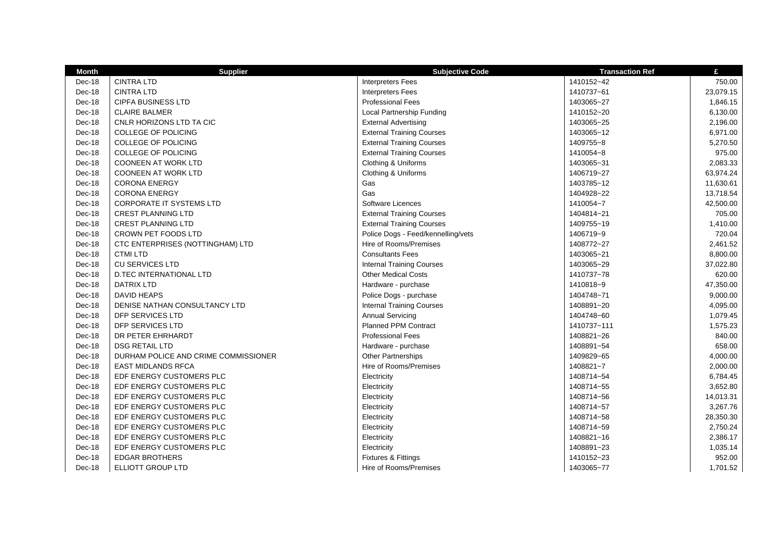| Month | Supplier | Subjective Code | Transaction Ref | £ |
|---|---|---|---|---|
| Dec-18 | CINTRA LTD | Interpreters Fees | 1410152~42 | 750.00 |
| Dec-18 | CINTRA LTD | Interpreters Fees | 1410737~61 | 23,079.15 |
| Dec-18 | CIPFA BUSINESS LTD | Professional Fees | 1403065~27 | 1,846.15 |
| Dec-18 | CLAIRE BALMER | Local Partnership Funding | 1410152~20 | 6,130.00 |
| Dec-18 | CNLR HORIZONS LTD TA CIC | External Advertising | 1403065~25 | 2,196.00 |
| Dec-18 | COLLEGE OF POLICING | External Training Courses | 1403065~12 | 6,971.00 |
| Dec-18 | COLLEGE OF POLICING | External Training Courses | 1409755~8 | 5,270.50 |
| Dec-18 | COLLEGE OF POLICING | External Training Courses | 1410054~8 | 975.00 |
| Dec-18 | COONEEN AT WORK LTD | Clothing & Uniforms | 1403065~31 | 2,083.33 |
| Dec-18 | COONEEN AT WORK LTD | Clothing & Uniforms | 1406719~27 | 63,974.24 |
| Dec-18 | CORONA ENERGY | Gas | 1403785~12 | 11,630.61 |
| Dec-18 | CORONA ENERGY | Gas | 1404928~22 | 13,718.54 |
| Dec-18 | CORPORATE IT SYSTEMS LTD | Software Licences | 1410054~7 | 42,500.00 |
| Dec-18 | CREST PLANNING LTD | External Training Courses | 1404814~21 | 705.00 |
| Dec-18 | CREST PLANNING LTD | External Training Courses | 1409755~19 | 1,410.00 |
| Dec-18 | CROWN PET FOODS LTD | Police Dogs - Feed/kennelling/vets | 1406719~9 | 720.04 |
| Dec-18 | CTC ENTERPRISES (NOTTINGHAM) LTD | Hire of Rooms/Premises | 1408772~27 | 2,461.52 |
| Dec-18 | CTMI LTD | Consultants Fees | 1403065~21 | 8,800.00 |
| Dec-18 | CU SERVICES LTD | Internal Training Courses | 1403065~29 | 37,022.80 |
| Dec-18 | D.TEC INTERNATIONAL LTD | Other Medical Costs | 1410737~78 | 620.00 |
| Dec-18 | DATRIX LTD | Hardware - purchase | 1410818~9 | 47,350.00 |
| Dec-18 | DAVID HEAPS | Police Dogs - purchase | 1404748~71 | 9,000.00 |
| Dec-18 | DENISE NATHAN CONSULTANCY LTD | Internal Training Courses | 1408891~20 | 4,095.00 |
| Dec-18 | DFP SERVICES LTD | Annual Servicing | 1404748~60 | 1,079.45 |
| Dec-18 | DFP SERVICES LTD | Planned PPM Contract | 1410737~111 | 1,575.23 |
| Dec-18 | DR PETER EHRHARDT | Professional Fees | 1408821~26 | 840.00 |
| Dec-18 | DSG RETAIL LTD | Hardware - purchase | 1408891~54 | 658.00 |
| Dec-18 | DURHAM POLICE AND CRIME COMMISSIONER | Other Partnerships | 1409829~65 | 4,000.00 |
| Dec-18 | EAST MIDLANDS RFCA | Hire of Rooms/Premises | 1408821~7 | 2,000.00 |
| Dec-18 | EDF ENERGY CUSTOMERS PLC | Electricity | 1408714~54 | 6,784.45 |
| Dec-18 | EDF ENERGY CUSTOMERS PLC | Electricity | 1408714~55 | 3,652.80 |
| Dec-18 | EDF ENERGY CUSTOMERS PLC | Electricity | 1408714~56 | 14,013.31 |
| Dec-18 | EDF ENERGY CUSTOMERS PLC | Electricity | 1408714~57 | 3,267.76 |
| Dec-18 | EDF ENERGY CUSTOMERS PLC | Electricity | 1408714~58 | 28,350.30 |
| Dec-18 | EDF ENERGY CUSTOMERS PLC | Electricity | 1408714~59 | 2,750.24 |
| Dec-18 | EDF ENERGY CUSTOMERS PLC | Electricity | 1408821~16 | 2,386.17 |
| Dec-18 | EDF ENERGY CUSTOMERS PLC | Electricity | 1408891~23 | 1,035.14 |
| Dec-18 | EDGAR BROTHERS | Fixtures & Fittings | 1410152~23 | 952.00 |
| Dec-18 | ELLIOTT GROUP LTD | Hire of Rooms/Premises | 1403065~77 | 1,701.52 |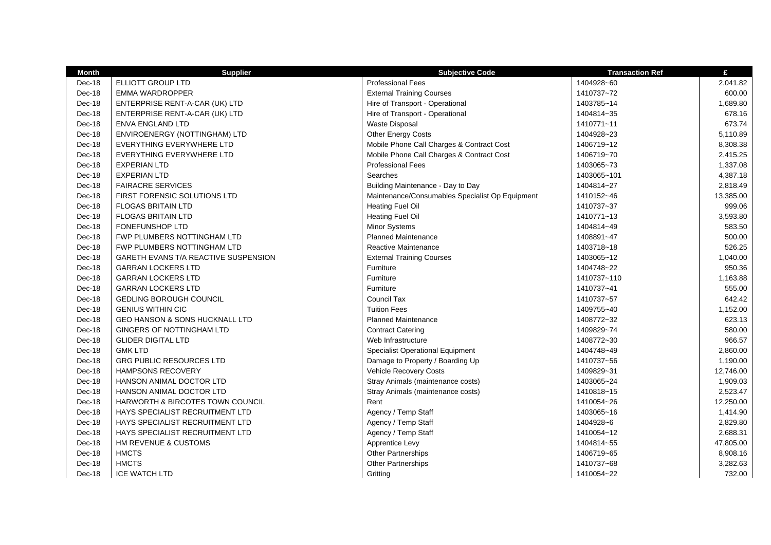| Month | Supplier | Subjective Code | Transaction Ref | £ |
|---|---|---|---|---|
| Dec-18 | ELLIOTT GROUP LTD | Professional Fees | 1404928~60 | 2,041.82 |
| Dec-18 | EMMA WARDROPPER | External Training Courses | 1410737~72 | 600.00 |
| Dec-18 | ENTERPRISE RENT-A-CAR (UK) LTD | Hire of Transport - Operational | 1403785~14 | 1,689.80 |
| Dec-18 | ENTERPRISE RENT-A-CAR (UK) LTD | Hire of Transport - Operational | 1404814~35 | 678.16 |
| Dec-18 | ENVA ENGLAND LTD | Waste Disposal | 1410771~11 | 673.74 |
| Dec-18 | ENVIROENERGY (NOTTINGHAM) LTD | Other Energy Costs | 1404928~23 | 5,110.89 |
| Dec-18 | EVERYTHING EVERYWHERE LTD | Mobile Phone Call Charges & Contract Cost | 1406719~12 | 8,308.38 |
| Dec-18 | EVERYTHING EVERYWHERE LTD | Mobile Phone Call Charges & Contract Cost | 1406719~70 | 2,415.25 |
| Dec-18 | EXPERIAN LTD | Professional Fees | 1403065~73 | 1,337.08 |
| Dec-18 | EXPERIAN LTD | Searches | 1403065~101 | 4,387.18 |
| Dec-18 | FAIRACRE SERVICES | Building Maintenance - Day to Day | 1404814~27 | 2,818.49 |
| Dec-18 | FIRST FORENSIC SOLUTIONS LTD | Maintenance/Consumables Specialist Op Equipment | 1410152~46 | 13,385.00 |
| Dec-18 | FLOGAS BRITAIN LTD | Heating Fuel Oil | 1410737~37 | 999.06 |
| Dec-18 | FLOGAS BRITAIN LTD | Heating Fuel Oil | 1410771~13 | 3,593.80 |
| Dec-18 | FONEFUNSHOP LTD | Minor Systems | 1404814~49 | 583.50 |
| Dec-18 | FWP PLUMBERS NOTTINGHAM LTD | Planned Maintenance | 1408891~47 | 500.00 |
| Dec-18 | FWP PLUMBERS NOTTINGHAM LTD | Reactive Maintenance | 1403718~18 | 526.25 |
| Dec-18 | GARETH EVANS T/A REACTIVE SUSPENSION | External Training Courses | 1403065~12 | 1,040.00 |
| Dec-18 | GARRAN LOCKERS LTD | Furniture | 1404748~22 | 950.36 |
| Dec-18 | GARRAN LOCKERS LTD | Furniture | 1410737~110 | 1,163.88 |
| Dec-18 | GARRAN LOCKERS LTD | Furniture | 1410737~41 | 555.00 |
| Dec-18 | GEDLING BOROUGH COUNCIL | Council Tax | 1410737~57 | 642.42 |
| Dec-18 | GENIUS WITHIN CIC | Tuition Fees | 1409755~40 | 1,152.00 |
| Dec-18 | GEO HANSON & SONS HUCKNALL LTD | Planned Maintenance | 1408772~32 | 623.13 |
| Dec-18 | GINGERS OF NOTTINGHAM LTD | Contract Catering | 1409829~74 | 580.00 |
| Dec-18 | GLIDER DIGITAL LTD | Web Infrastructure | 1408772~30 | 966.57 |
| Dec-18 | GMK LTD | Specialist Operational Equipment | 1404748~49 | 2,860.00 |
| Dec-18 | GRG PUBLIC RESOURCES LTD | Damage to Property / Boarding Up | 1410737~56 | 1,190.00 |
| Dec-18 | HAMPSONS RECOVERY | Vehicle Recovery Costs | 1409829~31 | 12,746.00 |
| Dec-18 | HANSON ANIMAL DOCTOR LTD | Stray Animals (maintenance costs) | 1403065~24 | 1,909.03 |
| Dec-18 | HANSON ANIMAL DOCTOR LTD | Stray Animals (maintenance costs) | 1410818~15 | 2,523.47 |
| Dec-18 | HARWORTH & BIRCOTES TOWN COUNCIL | Rent | 1410054~26 | 12,250.00 |
| Dec-18 | HAYS SPECIALIST RECRUITMENT LTD | Agency / Temp Staff | 1403065~16 | 1,414.90 |
| Dec-18 | HAYS SPECIALIST RECRUITMENT LTD | Agency / Temp Staff | 1404928~6 | 2,829.80 |
| Dec-18 | HAYS SPECIALIST RECRUITMENT LTD | Agency / Temp Staff | 1410054~12 | 2,688.31 |
| Dec-18 | HM REVENUE & CUSTOMS | Apprentice Levy | 1404814~55 | 47,805.00 |
| Dec-18 | HMCTS | Other Partnerships | 1406719~65 | 8,908.16 |
| Dec-18 | HMCTS | Other Partnerships | 1410737~68 | 3,282.63 |
| Dec-18 | ICE WATCH LTD | Gritting | 1410054~22 | 732.00 |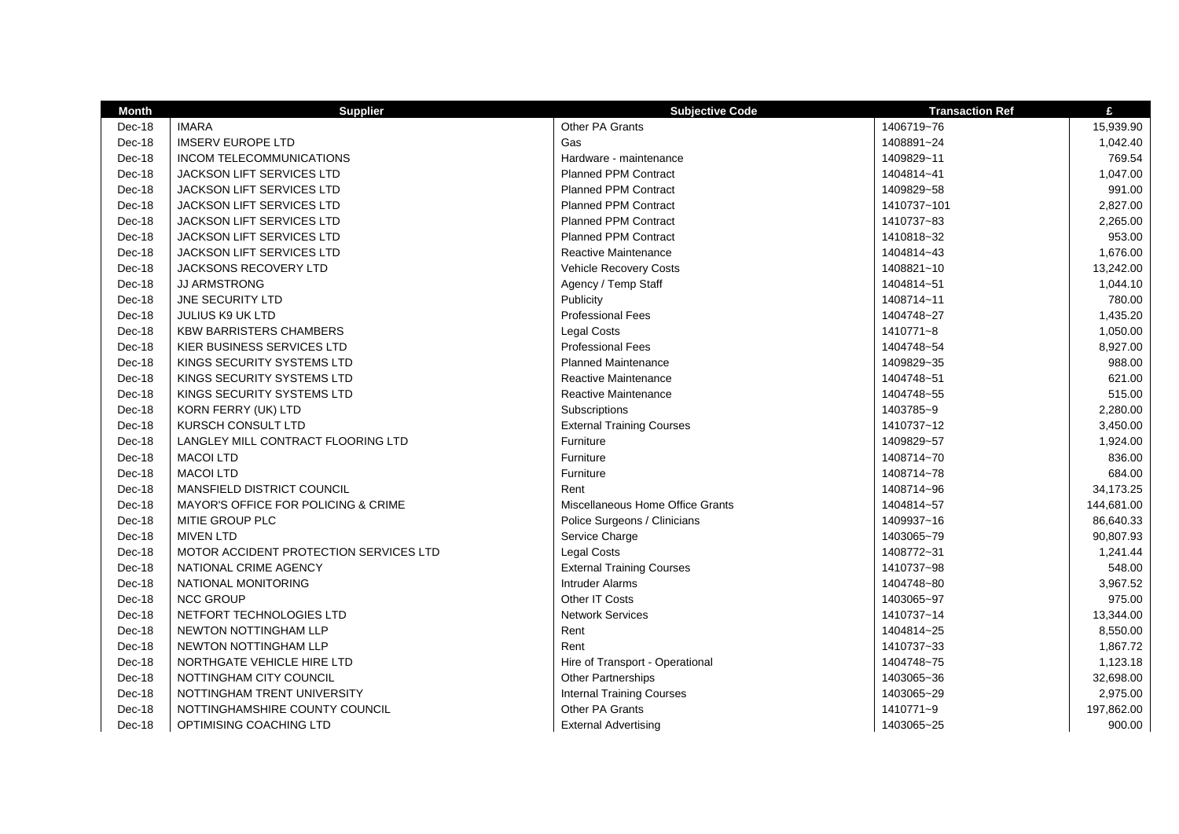| Month | Supplier | Subjective Code | Transaction Ref | £ |
|---|---|---|---|---|
| Dec-18 | IMARA | Other PA Grants | 1406719~76 | 15,939.90 |
| Dec-18 | IMSERV EUROPE LTD | Gas | 1408891~24 | 1,042.40 |
| Dec-18 | INCOM TELECOMMUNICATIONS | Hardware - maintenance | 1409829~11 | 769.54 |
| Dec-18 | JACKSON LIFT SERVICES LTD | Planned PPM Contract | 1404814~41 | 1,047.00 |
| Dec-18 | JACKSON LIFT SERVICES LTD | Planned PPM Contract | 1409829~58 | 991.00 |
| Dec-18 | JACKSON LIFT SERVICES LTD | Planned PPM Contract | 1410737~101 | 2,827.00 |
| Dec-18 | JACKSON LIFT SERVICES LTD | Planned PPM Contract | 1410737~83 | 2,265.00 |
| Dec-18 | JACKSON LIFT SERVICES LTD | Planned PPM Contract | 1410818~32 | 953.00 |
| Dec-18 | JACKSON LIFT SERVICES LTD | Reactive Maintenance | 1404814~43 | 1,676.00 |
| Dec-18 | JACKSONS RECOVERY LTD | Vehicle Recovery Costs | 1408821~10 | 13,242.00 |
| Dec-18 | JJ ARMSTRONG | Agency / Temp Staff | 1404814~51 | 1,044.10 |
| Dec-18 | JNE SECURITY LTD | Publicity | 1408714~11 | 780.00 |
| Dec-18 | JULIUS K9 UK LTD | Professional Fees | 1404748~27 | 1,435.20 |
| Dec-18 | KBW BARRISTERS CHAMBERS | Legal Costs | 1410771~8 | 1,050.00 |
| Dec-18 | KIER BUSINESS SERVICES LTD | Professional Fees | 1404748~54 | 8,927.00 |
| Dec-18 | KINGS SECURITY SYSTEMS LTD | Planned Maintenance | 1409829~35 | 988.00 |
| Dec-18 | KINGS SECURITY SYSTEMS LTD | Reactive Maintenance | 1404748~51 | 621.00 |
| Dec-18 | KINGS SECURITY SYSTEMS LTD | Reactive Maintenance | 1404748~55 | 515.00 |
| Dec-18 | KORN FERRY (UK) LTD | Subscriptions | 1403785~9 | 2,280.00 |
| Dec-18 | KURSCH CONSULT LTD | External Training Courses | 1410737~12 | 3,450.00 |
| Dec-18 | LANGLEY MILL CONTRACT FLOORING LTD | Furniture | 1409829~57 | 1,924.00 |
| Dec-18 | MACOI LTD | Furniture | 1408714~70 | 836.00 |
| Dec-18 | MACOI LTD | Furniture | 1408714~78 | 684.00 |
| Dec-18 | MANSFIELD DISTRICT COUNCIL | Rent | 1408714~96 | 34,173.25 |
| Dec-18 | MAYOR'S OFFICE FOR POLICING & CRIME | Miscellaneous Home Office Grants | 1404814~57 | 144,681.00 |
| Dec-18 | MITIE GROUP PLC | Police Surgeons / Clinicians | 1409937~16 | 86,640.33 |
| Dec-18 | MIVEN LTD | Service Charge | 1403065~79 | 90,807.93 |
| Dec-18 | MOTOR ACCIDENT PROTECTION SERVICES LTD | Legal Costs | 1408772~31 | 1,241.44 |
| Dec-18 | NATIONAL CRIME AGENCY | External Training Courses | 1410737~98 | 548.00 |
| Dec-18 | NATIONAL MONITORING | Intruder Alarms | 1404748~80 | 3,967.52 |
| Dec-18 | NCC GROUP | Other IT Costs | 1403065~97 | 975.00 |
| Dec-18 | NETFORT TECHNOLOGIES LTD | Network Services | 1410737~14 | 13,344.00 |
| Dec-18 | NEWTON NOTTINGHAM LLP | Rent | 1404814~25 | 8,550.00 |
| Dec-18 | NEWTON NOTTINGHAM LLP | Rent | 1410737~33 | 1,867.72 |
| Dec-18 | NORTHGATE VEHICLE HIRE LTD | Hire of Transport - Operational | 1404748~75 | 1,123.18 |
| Dec-18 | NOTTINGHAM CITY COUNCIL | Other Partnerships | 1403065~36 | 32,698.00 |
| Dec-18 | NOTTINGHAM TRENT UNIVERSITY | Internal Training Courses | 1403065~29 | 2,975.00 |
| Dec-18 | NOTTINGHAMSHIRE COUNTY COUNCIL | Other PA Grants | 1410771~9 | 197,862.00 |
| Dec-18 | OPTIMISING COACHING LTD | External Advertising | 1403065~25 | 900.00 |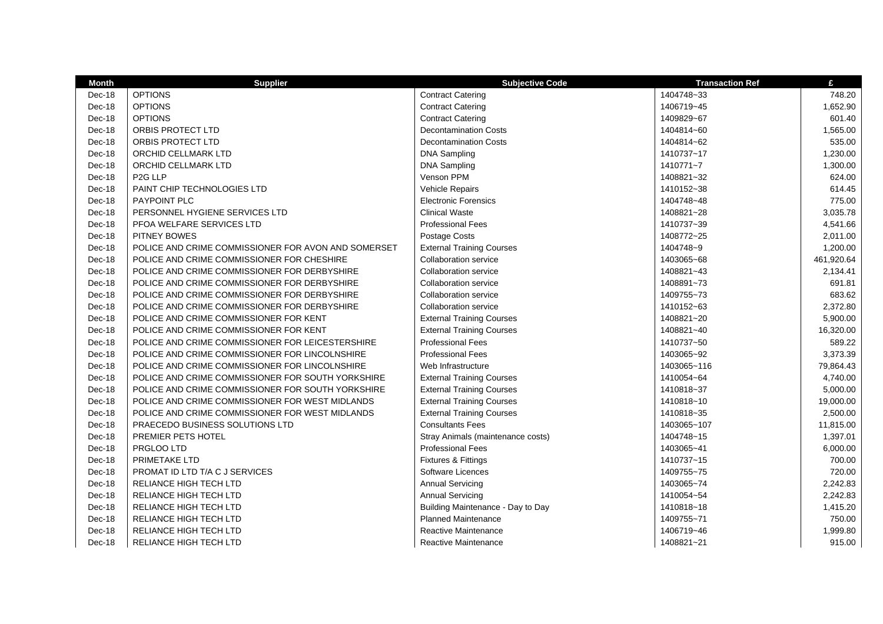| Month | Supplier | Subjective Code | Transaction Ref | £ |
|---|---|---|---|---|
| Dec-18 | OPTIONS | Contract Catering | 1404748~33 | 748.20 |
| Dec-18 | OPTIONS | Contract Catering | 1406719~45 | 1,652.90 |
| Dec-18 | OPTIONS | Contract Catering | 1409829~67 | 601.40 |
| Dec-18 | ORBIS PROTECT LTD | Decontamination Costs | 1404814~60 | 1,565.00 |
| Dec-18 | ORBIS PROTECT LTD | Decontamination Costs | 1404814~62 | 535.00 |
| Dec-18 | ORCHID CELLMARK LTD | DNA Sampling | 1410737~17 | 1,230.00 |
| Dec-18 | ORCHID CELLMARK LTD | DNA Sampling | 1410771~7 | 1,300.00 |
| Dec-18 | P2G LLP | Venson PPM | 1408821~32 | 624.00 |
| Dec-18 | PAINT CHIP TECHNOLOGIES LTD | Vehicle Repairs | 1410152~38 | 614.45 |
| Dec-18 | PAYPOINT PLC | Electronic Forensics | 1404748~48 | 775.00 |
| Dec-18 | PERSONNEL HYGIENE SERVICES LTD | Clinical Waste | 1408821~28 | 3,035.78 |
| Dec-18 | PFOA WELFARE SERVICES LTD | Professional Fees | 1410737~39 | 4,541.66 |
| Dec-18 | PITNEY BOWES | Postage Costs | 1408772~25 | 2,011.00 |
| Dec-18 | POLICE AND CRIME COMMISSIONER FOR AVON AND SOMERSET | External Training Courses | 1404748~9 | 1,200.00 |
| Dec-18 | POLICE AND CRIME COMMISSIONER FOR CHESHIRE | Collaboration service | 1403065~68 | 461,920.64 |
| Dec-18 | POLICE AND CRIME COMMISSIONER FOR DERBYSHIRE | Collaboration service | 1408821~43 | 2,134.41 |
| Dec-18 | POLICE AND CRIME COMMISSIONER FOR DERBYSHIRE | Collaboration service | 1408891~73 | 691.81 |
| Dec-18 | POLICE AND CRIME COMMISSIONER FOR DERBYSHIRE | Collaboration service | 1409755~73 | 683.62 |
| Dec-18 | POLICE AND CRIME COMMISSIONER FOR DERBYSHIRE | Collaboration service | 1410152~63 | 2,372.80 |
| Dec-18 | POLICE AND CRIME COMMISSIONER FOR KENT | External Training Courses | 1408821~20 | 5,900.00 |
| Dec-18 | POLICE AND CRIME COMMISSIONER FOR KENT | External Training Courses | 1408821~40 | 16,320.00 |
| Dec-18 | POLICE AND CRIME COMMISSIONER FOR LEICESTERSHIRE | Professional Fees | 1410737~50 | 589.22 |
| Dec-18 | POLICE AND CRIME COMMISSIONER FOR LINCOLNSHIRE | Professional Fees | 1403065~92 | 3,373.39 |
| Dec-18 | POLICE AND CRIME COMMISSIONER FOR LINCOLNSHIRE | Web Infrastructure | 1403065~116 | 79,864.43 |
| Dec-18 | POLICE AND CRIME COMMISSIONER FOR SOUTH YORKSHIRE | External Training Courses | 1410054~64 | 4,740.00 |
| Dec-18 | POLICE AND CRIME COMMISSIONER FOR SOUTH YORKSHIRE | External Training Courses | 1410818~37 | 5,000.00 |
| Dec-18 | POLICE AND CRIME COMMISSIONER FOR WEST MIDLANDS | External Training Courses | 1410818~10 | 19,000.00 |
| Dec-18 | POLICE AND CRIME COMMISSIONER FOR WEST MIDLANDS | External Training Courses | 1410818~35 | 2,500.00 |
| Dec-18 | PRAECEDO BUSINESS SOLUTIONS LTD | Consultants Fees | 1403065~107 | 11,815.00 |
| Dec-18 | PREMIER PETS HOTEL | Stray Animals (maintenance costs) | 1404748~15 | 1,397.01 |
| Dec-18 | PRGLOO LTD | Professional Fees | 1403065~41 | 6,000.00 |
| Dec-18 | PRIMETAKE LTD | Fixtures & Fittings | 1410737~15 | 700.00 |
| Dec-18 | PROMAT ID LTD T/A C J SERVICES | Software Licences | 1409755~75 | 720.00 |
| Dec-18 | RELIANCE HIGH TECH LTD | Annual Servicing | 1403065~74 | 2,242.83 |
| Dec-18 | RELIANCE HIGH TECH LTD | Annual Servicing | 1410054~54 | 2,242.83 |
| Dec-18 | RELIANCE HIGH TECH LTD | Building Maintenance - Day to Day | 1410818~18 | 1,415.20 |
| Dec-18 | RELIANCE HIGH TECH LTD | Planned Maintenance | 1409755~71 | 750.00 |
| Dec-18 | RELIANCE HIGH TECH LTD | Reactive Maintenance | 1406719~46 | 1,999.80 |
| Dec-18 | RELIANCE HIGH TECH LTD | Reactive Maintenance | 1408821~21 | 915.00 |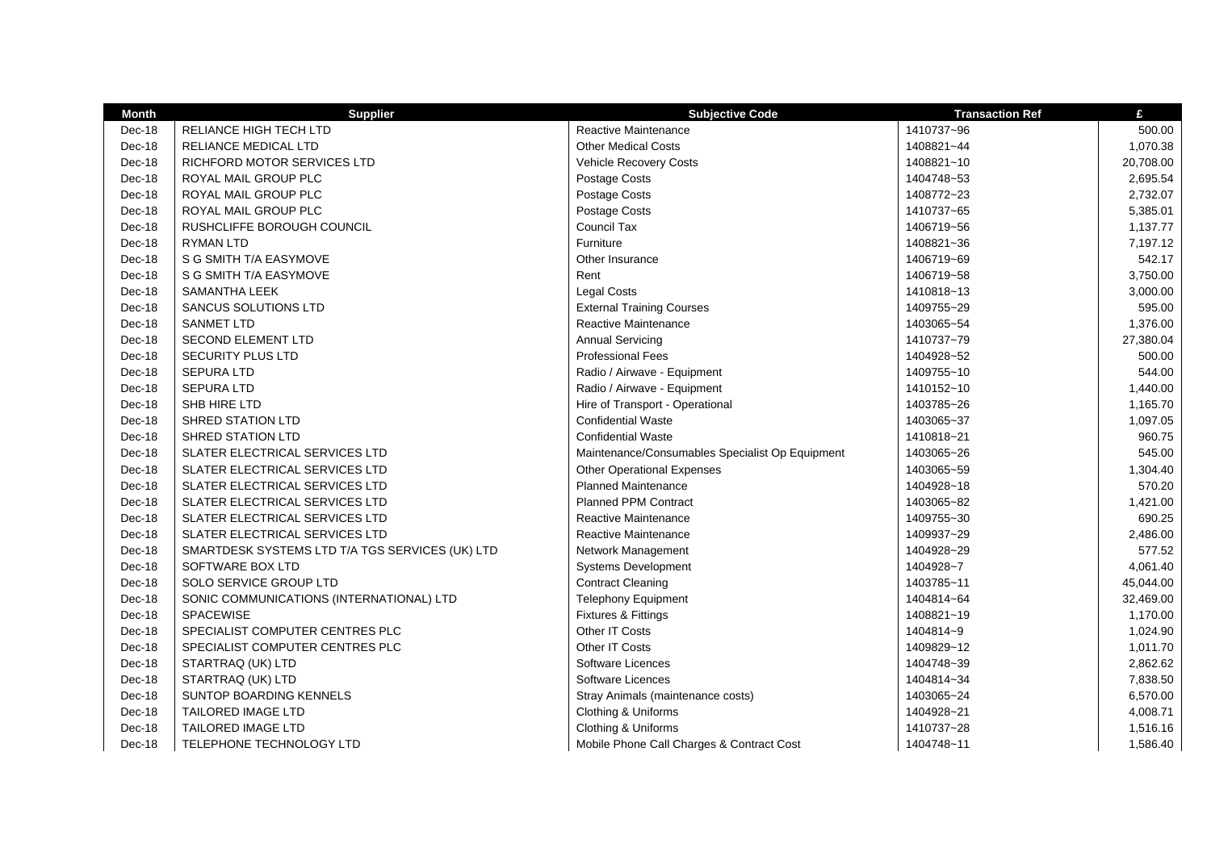| Month | Supplier | Subjective Code | Transaction Ref | £ |
|---|---|---|---|---|
| Dec-18 | RELIANCE HIGH TECH LTD | Reactive Maintenance | 1410737~96 | 500.00 |
| Dec-18 | RELIANCE MEDICAL LTD | Other Medical Costs | 1408821~44 | 1,070.38 |
| Dec-18 | RICHFORD MOTOR SERVICES LTD | Vehicle Recovery Costs | 1408821~10 | 20,708.00 |
| Dec-18 | ROYAL MAIL GROUP PLC | Postage Costs | 1404748~53 | 2,695.54 |
| Dec-18 | ROYAL MAIL GROUP PLC | Postage Costs | 1408772~23 | 2,732.07 |
| Dec-18 | ROYAL MAIL GROUP PLC | Postage Costs | 1410737~65 | 5,385.01 |
| Dec-18 | RUSHCLIFFE BOROUGH COUNCIL | Council Tax | 1406719~56 | 1,137.77 |
| Dec-18 | RYMAN LTD | Furniture | 1408821~36 | 7,197.12 |
| Dec-18 | S G SMITH T/A EASYMOVE | Other Insurance | 1406719~69 | 542.17 |
| Dec-18 | S G SMITH T/A EASYMOVE | Rent | 1406719~58 | 3,750.00 |
| Dec-18 | SAMANTHA LEEK | Legal Costs | 1410818~13 | 3,000.00 |
| Dec-18 | SANCUS SOLUTIONS LTD | External Training Courses | 1409755~29 | 595.00 |
| Dec-18 | SANMET LTD | Reactive Maintenance | 1403065~54 | 1,376.00 |
| Dec-18 | SECOND ELEMENT LTD | Annual Servicing | 1410737~79 | 27,380.04 |
| Dec-18 | SECURITY PLUS LTD | Professional Fees | 1404928~52 | 500.00 |
| Dec-18 | SEPURA LTD | Radio / Airwave - Equipment | 1409755~10 | 544.00 |
| Dec-18 | SEPURA LTD | Radio / Airwave - Equipment | 1410152~10 | 1,440.00 |
| Dec-18 | SHB HIRE LTD | Hire of Transport - Operational | 1403785~26 | 1,165.70 |
| Dec-18 | SHRED STATION LTD | Confidential Waste | 1403065~37 | 1,097.05 |
| Dec-18 | SHRED STATION LTD | Confidential Waste | 1410818~21 | 960.75 |
| Dec-18 | SLATER ELECTRICAL SERVICES LTD | Maintenance/Consumables Specialist Op Equipment | 1403065~26 | 545.00 |
| Dec-18 | SLATER ELECTRICAL SERVICES LTD | Other Operational Expenses | 1403065~59 | 1,304.40 |
| Dec-18 | SLATER ELECTRICAL SERVICES LTD | Planned Maintenance | 1404928~18 | 570.20 |
| Dec-18 | SLATER ELECTRICAL SERVICES LTD | Planned PPM Contract | 1403065~82 | 1,421.00 |
| Dec-18 | SLATER ELECTRICAL SERVICES LTD | Reactive Maintenance | 1409755~30 | 690.25 |
| Dec-18 | SLATER ELECTRICAL SERVICES LTD | Reactive Maintenance | 1409937~29 | 2,486.00 |
| Dec-18 | SMARTDESK SYSTEMS LTD T/A TGS SERVICES (UK) LTD | Network Management | 1404928~29 | 577.52 |
| Dec-18 | SOFTWARE BOX LTD | Systems Development | 1404928~7 | 4,061.40 |
| Dec-18 | SOLO SERVICE GROUP LTD | Contract Cleaning | 1403785~11 | 45,044.00 |
| Dec-18 | SONIC COMMUNICATIONS (INTERNATIONAL) LTD | Telephony Equipment | 1404814~64 | 32,469.00 |
| Dec-18 | SPACEWISE | Fixtures & Fittings | 1408821~19 | 1,170.00 |
| Dec-18 | SPECIALIST COMPUTER CENTRES PLC | Other IT Costs | 1404814~9 | 1,024.90 |
| Dec-18 | SPECIALIST COMPUTER CENTRES PLC | Other IT Costs | 1409829~12 | 1,011.70 |
| Dec-18 | STARTRAQ (UK) LTD | Software Licences | 1404748~39 | 2,862.62 |
| Dec-18 | STARTRAQ (UK) LTD | Software Licences | 1404814~34 | 7,838.50 |
| Dec-18 | SUNTOP BOARDING KENNELS | Stray Animals (maintenance costs) | 1403065~24 | 6,570.00 |
| Dec-18 | TAILORED IMAGE LTD | Clothing & Uniforms | 1404928~21 | 4,008.71 |
| Dec-18 | TAILORED IMAGE LTD | Clothing & Uniforms | 1410737~28 | 1,516.16 |
| Dec-18 | TELEPHONE TECHNOLOGY LTD | Mobile Phone Call Charges & Contract Cost | 1404748~11 | 1,586.40 |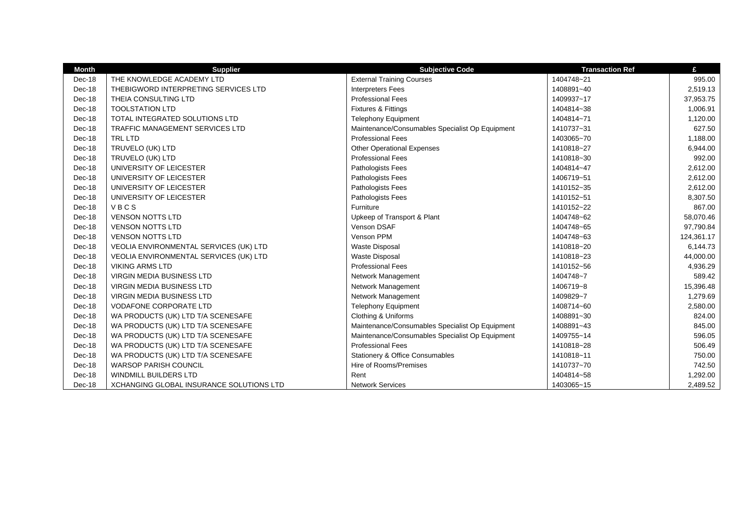| Month | Supplier | Subjective Code | Transaction Ref | £ |
|---|---|---|---|---|
| Dec-18 | THE KNOWLEDGE ACADEMY LTD | External Training Courses | 1404748~21 | 995.00 |
| Dec-18 | THEBIGWORD INTERPRETING SERVICES LTD | Interpreters Fees | 1408891~40 | 2,519.13 |
| Dec-18 | THEIA CONSULTING LTD | Professional Fees | 1409937~17 | 37,953.75 |
| Dec-18 | TOOLSTATION LTD | Fixtures & Fittings | 1404814~38 | 1,006.91 |
| Dec-18 | TOTAL INTEGRATED SOLUTIONS LTD | Telephony Equipment | 1404814~71 | 1,120.00 |
| Dec-18 | TRAFFIC MANAGEMENT SERVICES LTD | Maintenance/Consumables Specialist Op Equipment | 1410737~31 | 627.50 |
| Dec-18 | TRL LTD | Professional Fees | 1403065~70 | 1,188.00 |
| Dec-18 | TRUVELO (UK) LTD | Other Operational Expenses | 1410818~27 | 6,944.00 |
| Dec-18 | TRUVELO (UK) LTD | Professional Fees | 1410818~30 | 992.00 |
| Dec-18 | UNIVERSITY OF LEICESTER | Pathologists Fees | 1404814~47 | 2,612.00 |
| Dec-18 | UNIVERSITY OF LEICESTER | Pathologists Fees | 1406719~51 | 2,612.00 |
| Dec-18 | UNIVERSITY OF LEICESTER | Pathologists Fees | 1410152~35 | 2,612.00 |
| Dec-18 | UNIVERSITY OF LEICESTER | Pathologists Fees | 1410152~51 | 8,307.50 |
| Dec-18 | V B C S | Furniture | 1410152~22 | 867.00 |
| Dec-18 | VENSON NOTTS LTD | Upkeep of Transport & Plant | 1404748~62 | 58,070.46 |
| Dec-18 | VENSON NOTTS LTD | Venson DSAF | 1404748~65 | 97,790.84 |
| Dec-18 | VENSON NOTTS LTD | Venson PPM | 1404748~63 | 124,361.17 |
| Dec-18 | VEOLIA ENVIRONMENTAL SERVICES (UK) LTD | Waste Disposal | 1410818~20 | 6,144.73 |
| Dec-18 | VEOLIA ENVIRONMENTAL SERVICES (UK) LTD | Waste Disposal | 1410818~23 | 44,000.00 |
| Dec-18 | VIKING ARMS LTD | Professional Fees | 1410152~56 | 4,936.29 |
| Dec-18 | VIRGIN MEDIA BUSINESS LTD | Network Management | 1404748~7 | 589.42 |
| Dec-18 | VIRGIN MEDIA BUSINESS LTD | Network Management | 1406719~8 | 15,396.48 |
| Dec-18 | VIRGIN MEDIA BUSINESS LTD | Network Management | 1409829~7 | 1,279.69 |
| Dec-18 | VODAFONE CORPORATE LTD | Telephony Equipment | 1408714~60 | 2,580.00 |
| Dec-18 | WA PRODUCTS (UK) LTD T/A SCENESAFE | Clothing & Uniforms | 1408891~30 | 824.00 |
| Dec-18 | WA PRODUCTS (UK) LTD T/A SCENESAFE | Maintenance/Consumables Specialist Op Equipment | 1408891~43 | 845.00 |
| Dec-18 | WA PRODUCTS (UK) LTD T/A SCENESAFE | Maintenance/Consumables Specialist Op Equipment | 1409755~14 | 596.05 |
| Dec-18 | WA PRODUCTS (UK) LTD T/A SCENESAFE | Professional Fees | 1410818~28 | 506.49 |
| Dec-18 | WA PRODUCTS (UK) LTD T/A SCENESAFE | Stationery & Office Consumables | 1410818~11 | 750.00 |
| Dec-18 | WARSOP PARISH COUNCIL | Hire of Rooms/Premises | 1410737~70 | 742.50 |
| Dec-18 | WINDMILL BUILDERS LTD | Rent | 1404814~58 | 1,292.00 |
| Dec-18 | XCHANGING GLOBAL INSURANCE SOLUTIONS LTD | Network Services | 1403065~15 | 2,489.52 |